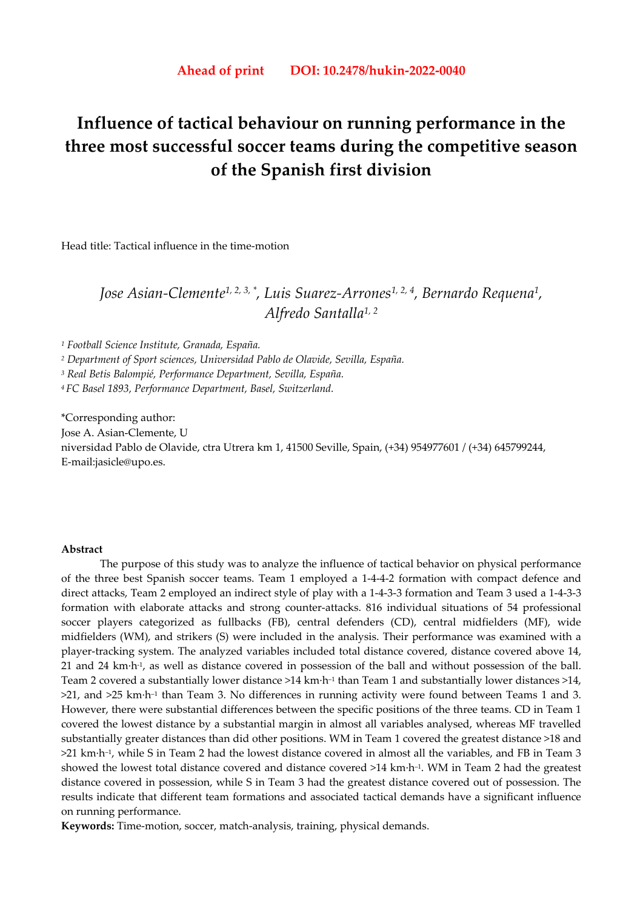**Ahead of print DOI: 10.2478/hukin-2022-0040**

# Influence of tactical behaviour on running performance in the three most successful soccer teams during the competitive season of the Spanish first division

Head title: Tactical influence in the time-motion

*Jose Asian-Clemente[1, 2, 3, *], Luis Suarez-Arrones[1, 2, 4], Bernardo Requena[1], Alfredo Santalla[1, 2]*

[1] *Football Science Institute, Granada, España.*
[2] *Department of Sport sciences, Universidad Pablo de Olavide, Sevilla, España.*
[3] *Real Betis Balompié, Performance Department, Sevilla, España.*
[4] *FC Basel 1893, Performance Department, Basel, Switzerland.*

*Corresponding author:
Jose A. Asian-Clemente, U
niversidad Pablo de Olavide, ctra Utrera km 1, 41500 Seville, Spain, (+34) 954977601 / (+34) 645799244, E-mail:jasicle@upo.es.

**Abstract**

The purpose of this study was to analyze the influence of tactical behavior on physical performance of the three best Spanish soccer teams. Team 1 employed a 1-4-4-2 formation with compact defence and direct attacks, Team 2 employed an indirect style of play with a 1-4-3-3 formation and Team 3 used a 1-4-3-3 formation with elaborate attacks and strong counter-attacks. 816 individual situations of 54 professional soccer players categorized as fullbacks (FB), central defenders (CD), central midfielders (MF), wide midfielders (WM), and strikers (S) were included in the analysis. Their performance was examined with a player-tracking system. The analyzed variables included total distance covered, distance covered above 14, 21 and 24 km·h$^{-1}$, as well as distance covered in possession of the ball and without possession of the ball. Team 2 covered a substantially lower distance >14 km·h$^{-1}$ than Team 1 and substantially lower distances >14, >21, and >25 km·h$^{-1}$ than Team 3. No differences in running activity were found between Teams 1 and 3. However, there were substantial differences between the specific positions of the three teams. CD in Team 1 covered the lowest distance by a substantial margin in almost all variables analysed, whereas MF travelled substantially greater distances than did other positions. WM in Team 1 covered the greatest distance >18 and >21 km·h$^{-1}$, while S in Team 2 had the lowest distance covered in almost all the variables, and FB in Team 3 showed the lowest total distance covered and distance covered >14 km·h$^{-1}$. WM in Team 2 had the greatest distance covered in possession, while S in Team 3 had the greatest distance covered out of possession. The results indicate that different team formations and associated tactical demands have a significant influence on running performance.

**Keywords:** Time-motion, soccer, match-analysis, training, physical demands.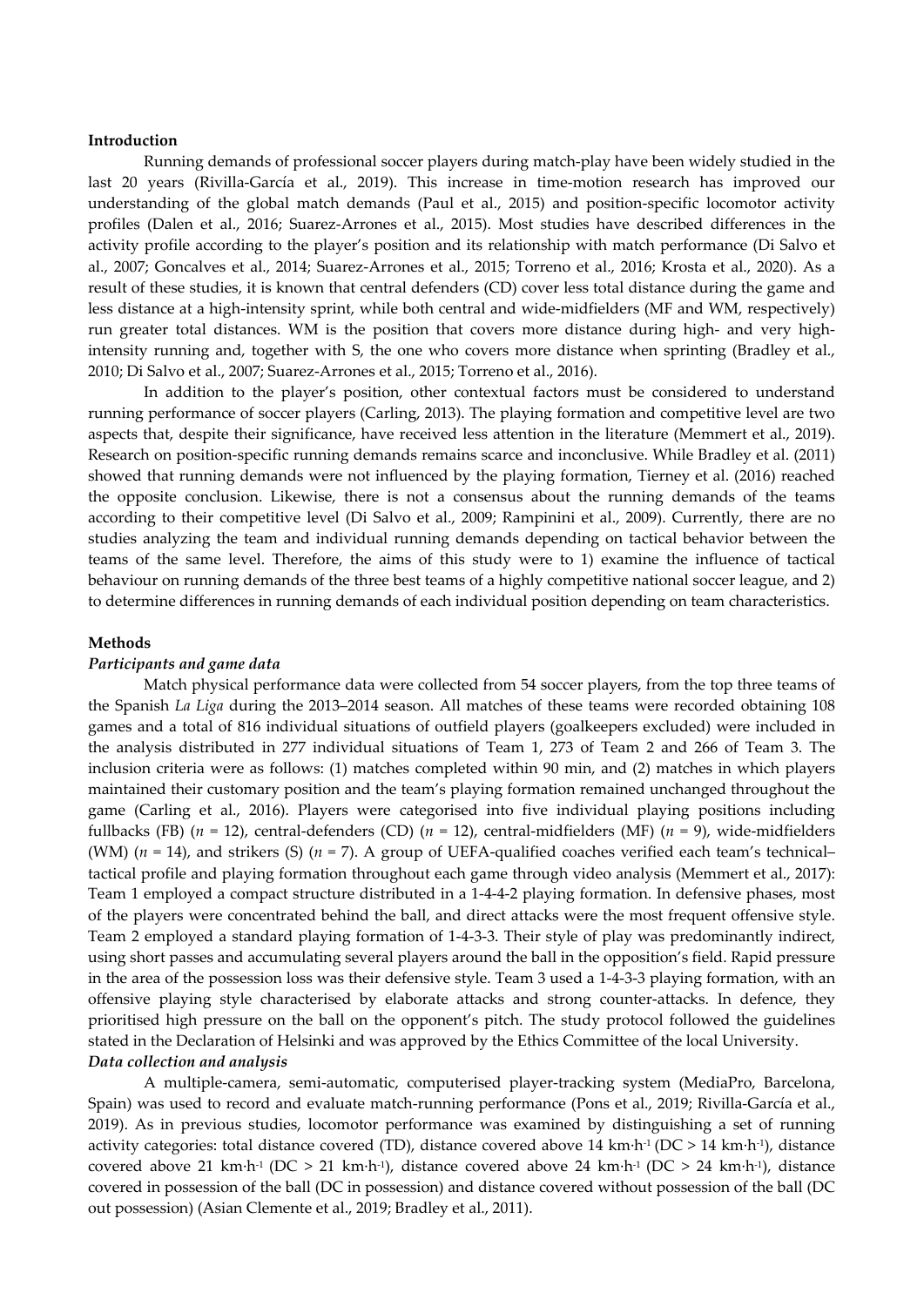## Introduction

Running demands of professional soccer players during match-play have been widely studied in the last 20 years (Rivilla-García et al., 2019). This increase in time-motion research has improved our understanding of the global match demands (Paul et al., 2015) and position-specific locomotor activity profiles (Dalen et al., 2016; Suarez-Arrones et al., 2015). Most studies have described differences in the activity profile according to the player's position and its relationship with match performance (Di Salvo et al., 2007; Goncalves et al., 2014; Suarez-Arrones et al., 2015; Torreno et al., 2016; Krosta et al., 2020). As a result of these studies, it is known that central defenders (CD) cover less total distance during the game and less distance at a high-intensity sprint, while both central and wide-midfielders (MF and WM, respectively) run greater total distances. WM is the position that covers more distance during high- and very high-intensity running and, together with S, the one who covers more distance when sprinting (Bradley et al., 2010; Di Salvo et al., 2007; Suarez-Arrones et al., 2015; Torreno et al., 2016).

In addition to the player's position, other contextual factors must be considered to understand running performance of soccer players (Carling, 2013). The playing formation and competitive level are two aspects that, despite their significance, have received less attention in the literature (Memmert et al., 2019). Research on position-specific running demands remains scarce and inconclusive. While Bradley et al. (2011) showed that running demands were not influenced by the playing formation, Tierney et al. (2016) reached the opposite conclusion. Likewise, there is not a consensus about the running demands of the teams according to their competitive level (Di Salvo et al., 2009; Rampinini et al., 2009). Currently, there are no studies analyzing the team and individual running demands depending on tactical behavior between the teams of the same level. Therefore, the aims of this study were to 1) examine the influence of tactical behaviour on running demands of the three best teams of a highly competitive national soccer league, and 2) to determine differences in running demands of each individual position depending on team characteristics.

## Methods

### *Participants and game data*

Match physical performance data were collected from 54 soccer players, from the top three teams of the Spanish *La Liga* during the 2013–2014 season. All matches of these teams were recorded obtaining 108 games and a total of 816 individual situations of outfield players (goalkeepers excluded) were included in the analysis distributed in 277 individual situations of Team 1, 273 of Team 2 and 266 of Team 3. The inclusion criteria were as follows: (1) matches completed within 90 min, and (2) matches in which players maintained their customary position and the team's playing formation remained unchanged throughout the game (Carling et al., 2016). Players were categorised into five individual playing positions including fullbacks (FB) ($n$ = 12), central-defenders (CD) ($n$ = 12), central-midfielders (MF) ($n$ = 9), wide-midfielders (WM) ($n$ = 14), and strikers (S) ($n$ = 7). A group of UEFA-qualified coaches verified each team's technical–tactical profile and playing formation throughout each game through video analysis (Memmert et al., 2017): Team 1 employed a compact structure distributed in a 1-4-4-2 playing formation. In defensive phases, most of the players were concentrated behind the ball, and direct attacks were the most frequent offensive style. Team 2 employed a standard playing formation of 1-4-3-3. Their style of play was predominantly indirect, using short passes and accumulating several players around the ball in the opposition's field. Rapid pressure in the area of the possession loss was their defensive style. Team 3 used a 1-4-3-3 playing formation, with an offensive playing style characterised by elaborate attacks and strong counter-attacks. In defence, they prioritised high pressure on the ball on the opponent's pitch. The study protocol followed the guidelines stated in the Declaration of Helsinki and was approved by the Ethics Committee of the local University.

### *Data collection and analysis*

A multiple-camera, semi-automatic, computerised player-tracking system (MediaPro, Barcelona, Spain) was used to record and evaluate match-running performance (Pons et al., 2019; Rivilla-García et al., 2019). As in previous studies, locomotor performance was examined by distinguishing a set of running activity categories: total distance covered (TD), distance covered above 14 km·h$^{-1}$ (DC > 14 km·h$^{-1}$), distance covered above 21 km·h$^{-1}$ (DC > 21 km·h$^{-1}$), distance covered above 24 km·h$^{-1}$ (DC > 24 km·h$^{-1}$), distance covered in possession of the ball (DC in possession) and distance covered without possession of the ball (DC out possession) (Asian Clemente et al., 2019; Bradley et al., 2011).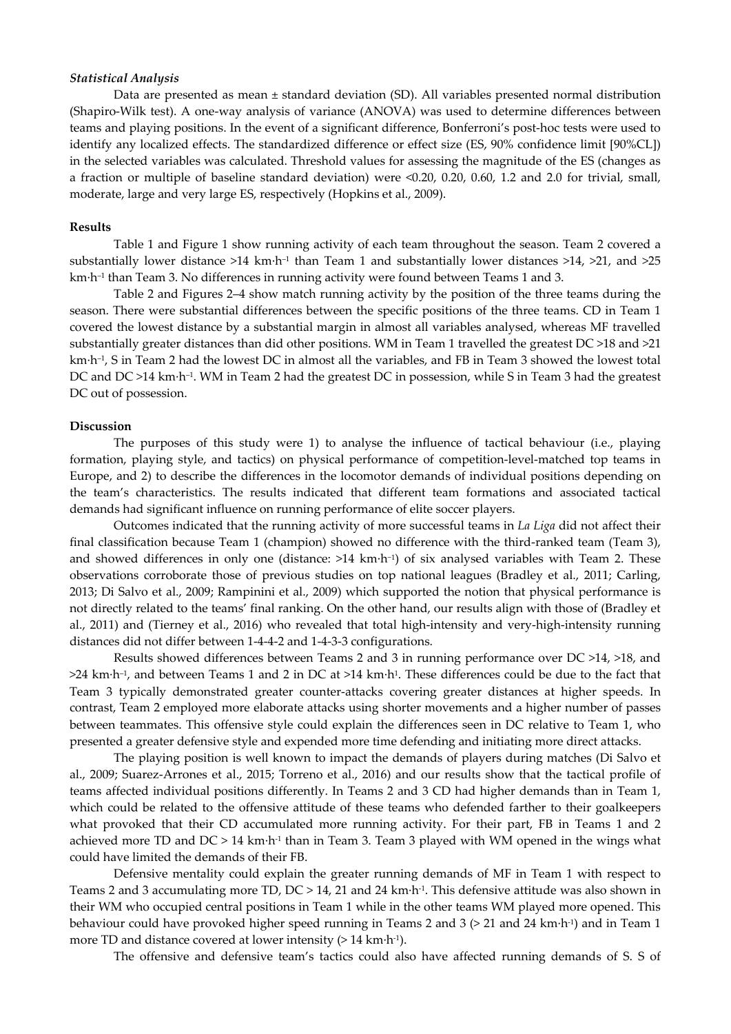### *Statistical Analysis*

Data are presented as mean ± standard deviation (SD). All variables presented normal distribution (Shapiro-Wilk test). A one-way analysis of variance (ANOVA) was used to determine differences between teams and playing positions. In the event of a significant difference, Bonferroni's post-hoc tests were used to identify any localized effects. The standardized difference or effect size (ES, 90% confidence limit [90%CL]) in the selected variables was calculated. Threshold values for assessing the magnitude of the ES (changes as a fraction or multiple of baseline standard deviation) were <0.20, 0.20, 0.60, 1.2 and 2.0 for trivial, small, moderate, large and very large ES, respectively (Hopkins et al., 2009).

## Results

Table 1 and Figure 1 show running activity of each team throughout the season. Team 2 covered a substantially lower distance >14 $km \cdot h^{-1}$ than Team 1 and substantially lower distances >14, >21, and >25 $km \cdot h^{-1}$ than Team 3. No differences in running activity were found between Teams 1 and 3.

Table 2 and Figures 2–4 show match running activity by the position of the three teams during the season. There were substantial differences between the specific positions of the three teams. CD in Team 1 covered the lowest distance by a substantial margin in almost all variables analysed, whereas MF travelled substantially greater distances than did other positions. WM in Team 1 travelled the greatest DC >18 and >21 $km \cdot h^{-1}$, S in Team 2 had the lowest DC in almost all the variables, and FB in Team 3 showed the lowest total DC and DC >14 $km \cdot h^{-1}$. WM in Team 2 had the greatest DC in possession, while S in Team 3 had the greatest DC out of possession.

## Discussion

The purposes of this study were 1) to analyse the influence of tactical behaviour (i.e., playing formation, playing style, and tactics) on physical performance of competition-level-matched top teams in Europe, and 2) to describe the differences in the locomotor demands of individual positions depending on the team's characteristics. The results indicated that different team formations and associated tactical demands had significant influence on running performance of elite soccer players.

Outcomes indicated that the running activity of more successful teams in *La Liga* did not affect their final classification because Team 1 (champion) showed no difference with the third-ranked team (Team 3), and showed differences in only one (distance: >14 $km \cdot h^{-1}$) of six analysed variables with Team 2. These observations corroborate those of previous studies on top national leagues (Bradley et al., 2011; Carling, 2013; Di Salvo et al., 2009; Rampinini et al., 2009) which supported the notion that physical performance is not directly related to the teams' final ranking. On the other hand, our results align with those of (Bradley et al., 2011) and (Tierney et al., 2016) who revealed that total high-intensity and very-high-intensity running distances did not differ between 1-4-4-2 and 1-4-3-3 configurations.

Results showed differences between Teams 2 and 3 in running performance over DC >14, >18, and >24 $km \cdot h^{-1}$, and between Teams 1 and 2 in DC at >14 $km \cdot h^{1}$. These differences could be due to the fact that Team 3 typically demonstrated greater counter-attacks covering greater distances at higher speeds. In contrast, Team 2 employed more elaborate attacks using shorter movements and a higher number of passes between teammates. This offensive style could explain the differences seen in DC relative to Team 1, who presented a greater defensive style and expended more time defending and initiating more direct attacks.

The playing position is well known to impact the demands of players during matches (Di Salvo et al., 2009; Suarez-Arrones et al., 2015; Torreno et al., 2016) and our results show that the tactical profile of teams affected individual positions differently. In Teams 2 and 3 CD had higher demands than in Team 1, which could be related to the offensive attitude of these teams who defended farther to their goalkeepers what provoked that their CD accumulated more running activity. For their part, FB in Teams 1 and 2 achieved more TD and DC > 14 $km \cdot h^{-1}$ than in Team 3. Team 3 played with WM opened in the wings what could have limited the demands of their FB.

Defensive mentality could explain the greater running demands of MF in Team 1 with respect to Teams 2 and 3 accumulating more TD, DC > 14, 21 and 24 $km \cdot h^{-1}$. This defensive attitude was also shown in their WM who occupied central positions in Team 1 while in the other teams WM played more opened. This behaviour could have provoked higher speed running in Teams 2 and 3 (> 21 and 24 $km \cdot h^{-1}$) and in Team 1 more TD and distance covered at lower intensity (> 14 $km \cdot h^{-1}$).

The offensive and defensive team's tactics could also have affected running demands of S. S of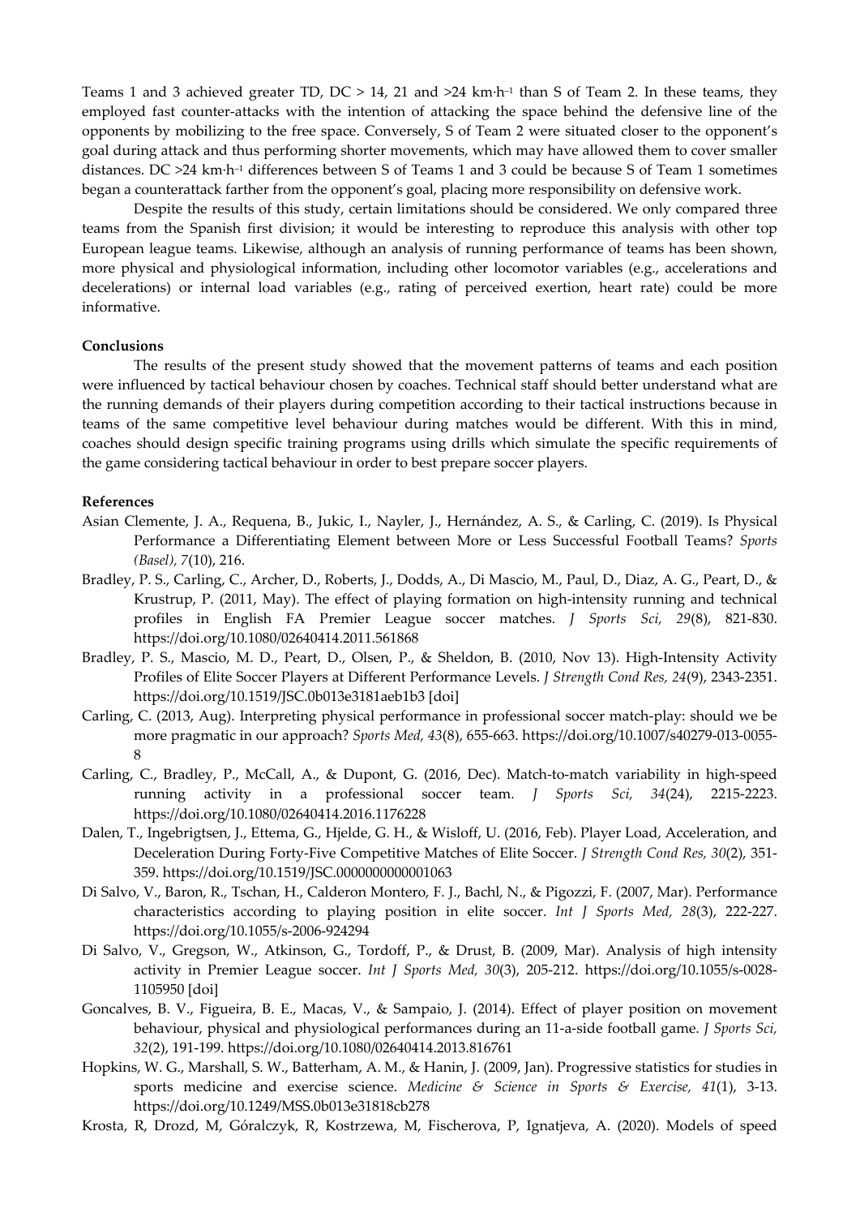Teams 1 and 3 achieved greater TD, DC > 14, 21 and >24 km·h$^{-1}$ than S of Team 2. In these teams, they employed fast counter-attacks with the intention of attacking the space behind the defensive line of the opponents by mobilizing to the free space. Conversely, S of Team 2 were situated closer to the opponent's goal during attack and thus performing shorter movements, which may have allowed them to cover smaller distances. DC >24 km·h$^{-1}$ differences between S of Teams 1 and 3 could be because S of Team 1 sometimes began a counterattack farther from the opponent's goal, placing more responsibility on defensive work.

Despite the results of this study, certain limitations should be considered. We only compared three teams from the Spanish first division; it would be interesting to reproduce this analysis with other top European league teams. Likewise, although an analysis of running performance of teams has been shown, more physical and physiological information, including other locomotor variables (e.g., accelerations and decelerations) or internal load variables (e.g., rating of perceived exertion, heart rate) could be more informative.

**Conclusions**

The results of the present study showed that the movement patterns of teams and each position were influenced by tactical behaviour chosen by coaches. Technical staff should better understand what are the running demands of their players during competition according to their tactical instructions because in teams of the same competitive level behaviour during matches would be different. With this in mind, coaches should design specific training programs using drills which simulate the specific requirements of the game considering tactical behaviour in order to best prepare soccer players.

**References**

Asian Clemente, J. A., Requena, B., Jukic, I., Nayler, J., Hernández, A. S., & Carling, C. (2019). Is Physical Performance a Differentiating Element between More or Less Successful Football Teams? *Sports (Basel), 7*(10), 216.

Bradley, P. S., Carling, C., Archer, D., Roberts, J., Dodds, A., Di Mascio, M., Paul, D., Diaz, A. G., Peart, D., & Krustrup, P. (2011, May). The effect of playing formation on high-intensity running and technical profiles in English FA Premier League soccer matches. *J Sports Sci, 29*(8), 821-830. https://doi.org/10.1080/02640414.2011.561868

Bradley, P. S., Mascio, M. D., Peart, D., Olsen, P., & Sheldon, B. (2010, Nov 13). High-Intensity Activity Profiles of Elite Soccer Players at Different Performance Levels. *J Strength Cond Res, 24*(9), 2343-2351. https://doi.org/10.1519/JSC.0b013e3181aeb1b3 [doi]

Carling, C. (2013, Aug). Interpreting physical performance in professional soccer match-play: should we be more pragmatic in our approach? *Sports Med, 43*(8), 655-663. https://doi.org/10.1007/s40279-013-0055-8

Carling, C., Bradley, P., McCall, A., & Dupont, G. (2016, Dec). Match-to-match variability in high-speed running activity in a professional soccer team. *J Sports Sci, 34*(24), 2215-2223. https://doi.org/10.1080/02640414.2016.1176228

Dalen, T., Ingebrigtsen, J., Ettema, G., Hjelde, G. H., & Wisloff, U. (2016, Feb). Player Load, Acceleration, and Deceleration During Forty-Five Competitive Matches of Elite Soccer. *J Strength Cond Res, 30*(2), 351-359. https://doi.org/10.1519/JSC.0000000000001063

Di Salvo, V., Baron, R., Tschan, H., Calderon Montero, F. J., Bachl, N., & Pigozzi, F. (2007, Mar). Performance characteristics according to playing position in elite soccer. *Int J Sports Med, 28*(3), 222-227. https://doi.org/10.1055/s-2006-924294

Di Salvo, V., Gregson, W., Atkinson, G., Tordoff, P., & Drust, B. (2009, Mar). Analysis of high intensity activity in Premier League soccer. *Int J Sports Med, 30*(3), 205-212. https://doi.org/10.1055/s-0028-1105950 [doi]

Goncalves, B. V., Figueira, B. E., Macas, V., & Sampaio, J. (2014). Effect of player position on movement behaviour, physical and physiological performances during an 11-a-side football game. *J Sports Sci, 32*(2), 191-199. https://doi.org/10.1080/02640414.2013.816761

Hopkins, W. G., Marshall, S. W., Batterham, A. M., & Hanin, J. (2009, Jan). Progressive statistics for studies in sports medicine and exercise science. *Medicine & Science in Sports & Exercise, 41*(1), 3-13. https://doi.org/10.1249/MSS.0b013e31818cb278

Krosta, R, Drozd, M, Góralczyk, R, Kostrzewa, M, Fischerova, P, Ignatjeva, A. (2020). Models of speed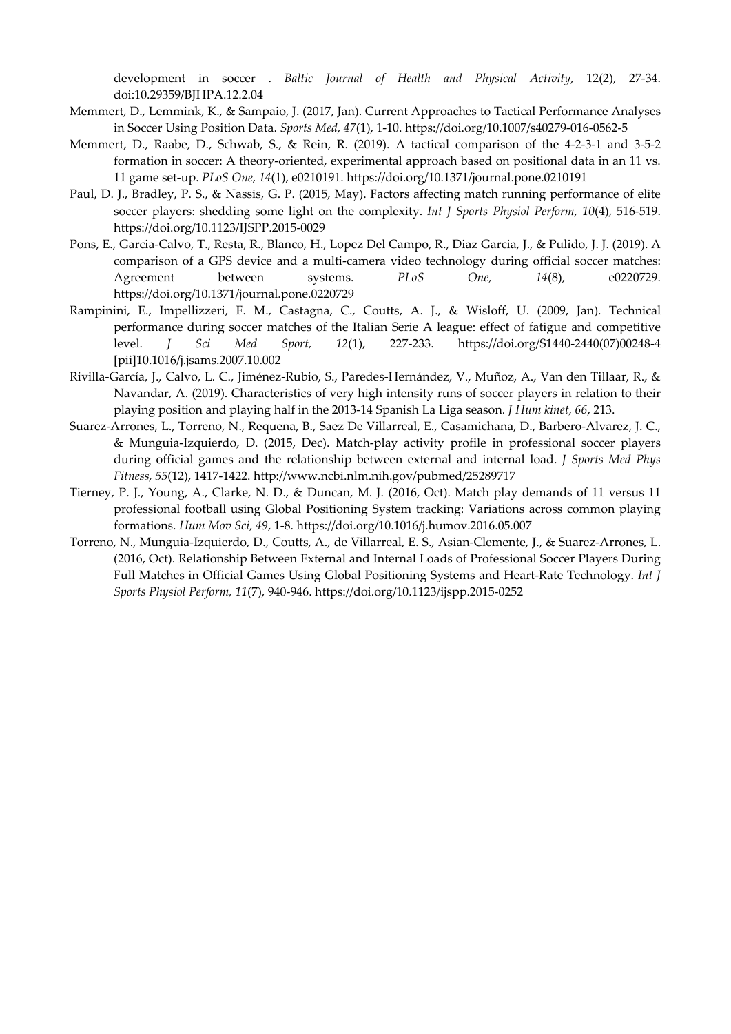development in soccer . *Baltic Journal of Health and Physical Activity*, 12(2), 27-34. doi:10.29359/BJHPA.12.2.04

Memmert, D., Lemmink, K., & Sampaio, J. (2017, Jan). Current Approaches to Tactical Performance Analyses in Soccer Using Position Data. *Sports Med, 47*(1), 1-10. https://doi.org/10.1007/s40279-016-0562-5

Memmert, D., Raabe, D., Schwab, S., & Rein, R. (2019). A tactical comparison of the 4-2-3-1 and 3-5-2 formation in soccer: A theory-oriented, experimental approach based on positional data in an 11 vs. 11 game set-up. *PLoS One, 14*(1), e0210191. https://doi.org/10.1371/journal.pone.0210191

Paul, D. J., Bradley, P. S., & Nassis, G. P. (2015, May). Factors affecting match running performance of elite soccer players: shedding some light on the complexity. *Int J Sports Physiol Perform, 10*(4), 516-519. https://doi.org/10.1123/IJSPP.2015-0029

Pons, E., Garcia-Calvo, T., Resta, R., Blanco, H., Lopez Del Campo, R., Diaz Garcia, J., & Pulido, J. J. (2019). A comparison of a GPS device and a multi-camera video technology during official soccer matches: Agreement between systems. *PLoS One, 14*(8), e0220729. https://doi.org/10.1371/journal.pone.0220729

Rampinini, E., Impellizzeri, F. M., Castagna, C., Coutts, A. J., & Wisloff, U. (2009, Jan). Technical performance during soccer matches of the Italian Serie A league: effect of fatigue and competitive level. *J Sci Med Sport, 12*(1), 227-233. https://doi.org/S1440-2440(07)00248-4 [pii]10.1016/j.jsams.2007.10.002

Rivilla-García, J., Calvo, L. C., Jiménez-Rubio, S., Paredes-Hernández, V., Muñoz, A., Van den Tillaar, R., & Navandar, A. (2019). Characteristics of very high intensity runs of soccer players in relation to their playing position and playing half in the 2013-14 Spanish La Liga season. *J Hum kinet, 66*, 213.

Suarez-Arrones, L., Torreno, N., Requena, B., Saez De Villarreal, E., Casamichana, D., Barbero-Alvarez, J. C., & Munguia-Izquierdo, D. (2015, Dec). Match-play activity profile in professional soccer players during official games and the relationship between external and internal load. *J Sports Med Phys Fitness, 55*(12), 1417-1422. http://www.ncbi.nlm.nih.gov/pubmed/25289717

Tierney, P. J., Young, A., Clarke, N. D., & Duncan, M. J. (2016, Oct). Match play demands of 11 versus 11 professional football using Global Positioning System tracking: Variations across common playing formations. *Hum Mov Sci, 49*, 1-8. https://doi.org/10.1016/j.humov.2016.05.007

Torreno, N., Munguia-Izquierdo, D., Coutts, A., de Villarreal, E. S., Asian-Clemente, J., & Suarez-Arrones, L. (2016, Oct). Relationship Between External and Internal Loads of Professional Soccer Players During Full Matches in Official Games Using Global Positioning Systems and Heart-Rate Technology. *Int J Sports Physiol Perform, 11*(7), 940-946. https://doi.org/10.1123/ijspp.2015-0252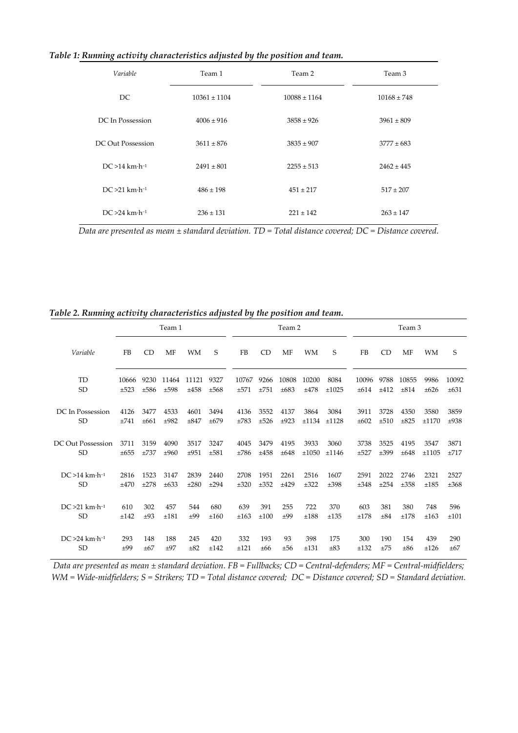***Table 1: Running activity characteristics adjusted by the position and team.***

| *Variable* | Team 1 | Team 2 | Team 3 |
|---|---|---|---|
| DC | 10361 ± 1104 | 10088 ± 1164 | 10168 ± 748 |
| DC In Possession | 4006 ± 916 | 3858 ± 926 | 3961 ± 809 |
| DC Out Possession | 3611 ± 876 | 3835 ± 907 | 3777 ± 683 |
| DC >14 km·h$^{-1}$ | 2491 ± 801 | 2255 ± 513 | 2462 ± 445 |
| DC >21 km·h$^{-1}$ | 486 ± 198 | 451 ± 217 | 517 ± 207 |
| DC >24 km·h$^{-1}$ | 236 ± 131 | 221 ± 142 | 263 ± 147 |

*Data are presented as mean ± standard deviation. TD = Total distance covered; DC = Distance covered.*

***Table 2. Running activity characteristics adjusted by the position and team.***

| | Team 1 | | | | | Team 2 | | | | | Team 3 | | | | |
|---|---|---|---|---|---|---|---|---|---|---|---|---|---|---|---|
| *Variable* | FB | CD | MF | WM | S | FB | CD | MF | WM | S | FB | CD | MF | WM | S |
| TD | 10666 | 9230 | 11464 | 11121 | 9327 | 10767 | 9266 | 10808 | 10200 | 8084 | 10096 | 9788 | 10855 | 9986 | 10092 |
| SD | ±523 | ±586 | ±598 | ±458 | ±568 | ±571 | ±751 | ±683 | ±478 | ±1025 | ±614 | ±412 | ±814 | ±626 | ±631 |
| DC In Possession | 4126 | 3477 | 4533 | 4601 | 3494 | 4136 | 3552 | 4137 | 3864 | 3084 | 3911 | 3728 | 4350 | 3580 | 3859 |
| SD | ±741 | ±661 | ±982 | ±847 | ±679 | ±783 | ±526 | ±923 | ±1134 | ±1128 | ±602 | ±510 | ±825 | ±1170 | ±938 |
| DC Out Possession | 3711 | 3159 | 4090 | 3517 | 3247 | 4045 | 3479 | 4195 | 3933 | 3060 | 3738 | 3525 | 4195 | 3547 | 3871 |
| SD | ±655 | ±737 | ±960 | ±951 | ±581 | ±786 | ±458 | ±648 | ±1050 | ±1146 | ±527 | ±399 | ±648 | ±1105 | ±717 |
| DC >14 km·h$^{-1}$ | 2816 | 1523 | 3147 | 2839 | 2440 | 2708 | 1951 | 2261 | 2516 | 1607 | 2591 | 2022 | 2746 | 2321 | 2527 |
| SD | ±470 | ±278 | ±633 | ±280 | ±294 | ±320 | ±352 | ±429 | ±322 | ±398 | ±348 | ±254 | ±358 | ±185 | ±368 |
| DC >21 km·h$^{-1}$ | 610 | 302 | 457 | 544 | 680 | 639 | 391 | 255 | 722 | 370 | 603 | 381 | 380 | 748 | 596 |
| SD | ±142 | ±93 | ±181 | ±99 | ±160 | ±163 | ±100 | ±99 | ±188 | ±135 | ±178 | ±84 | ±178 | ±163 | ±101 |
| DC >24 km·h$^{-1}$ | 293 | 148 | 188 | 245 | 420 | 332 | 193 | 93 | 398 | 175 | 300 | 190 | 154 | 439 | 290 |
| SD | ±99 | ±67 | ±97 | ±82 | ±142 | ±121 | ±66 | ±56 | ±131 | ±83 | ±132 | ±75 | ±86 | ±126 | ±67 |

*Data are presented as mean ± standard deviation. FB = Fullbacks; CD = Central-defenders; MF = Central-midfielders; WM = Wide-midfielders; S = Strikers; TD = Total distance covered; DC = Distance covered; SD = Standard deviation.*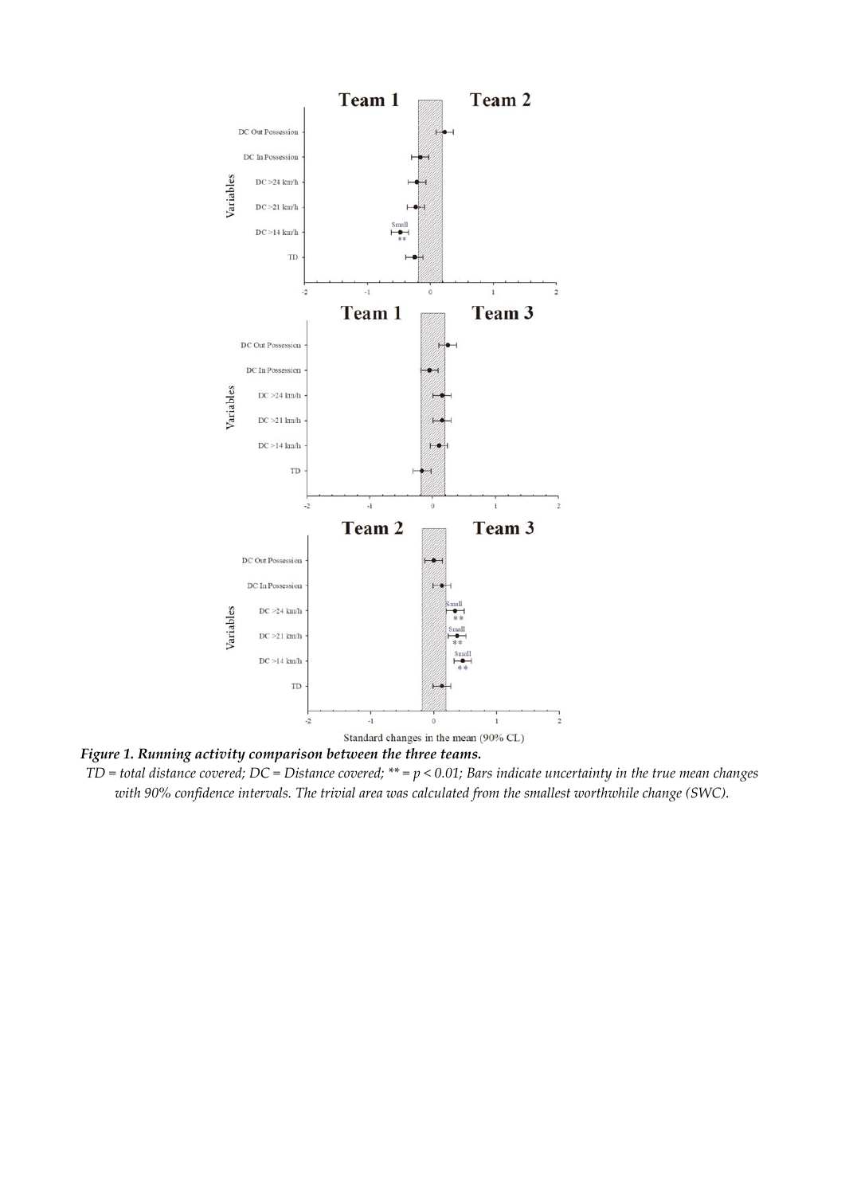Team 1

Team 2

DC Out Possession

DC In Possession

DC >24 km/h

DC >21 km/h

DC >14 km/h

TD

Variables

Small
**

-2 -1 0 1 2

Team 1

Team 3

DC Out Possession

DC In Possession

DC >24 km/h

DC >21 km/h

DC >14 km/h

TD

Variables

-2 -1 0 1 2

Team 2

Team 3

DC Out Possession

DC In Possession

DC >24 km/h

DC >21 km/h

DC >14 km/h

TD

Variables

Small
**

Small
**

Small
**

-2 -1 0 1 2

Standard changes in the mean (90% CL)

***Figure 1. Running activity comparison between the three teams.***

*TD = total distance covered; DC = Distance covered; ** = $p < 0.01$; Bars indicate uncertainty in the true mean changes with 90% confidence intervals. The trivial area was calculated from the smallest worthwhile change (SWC).*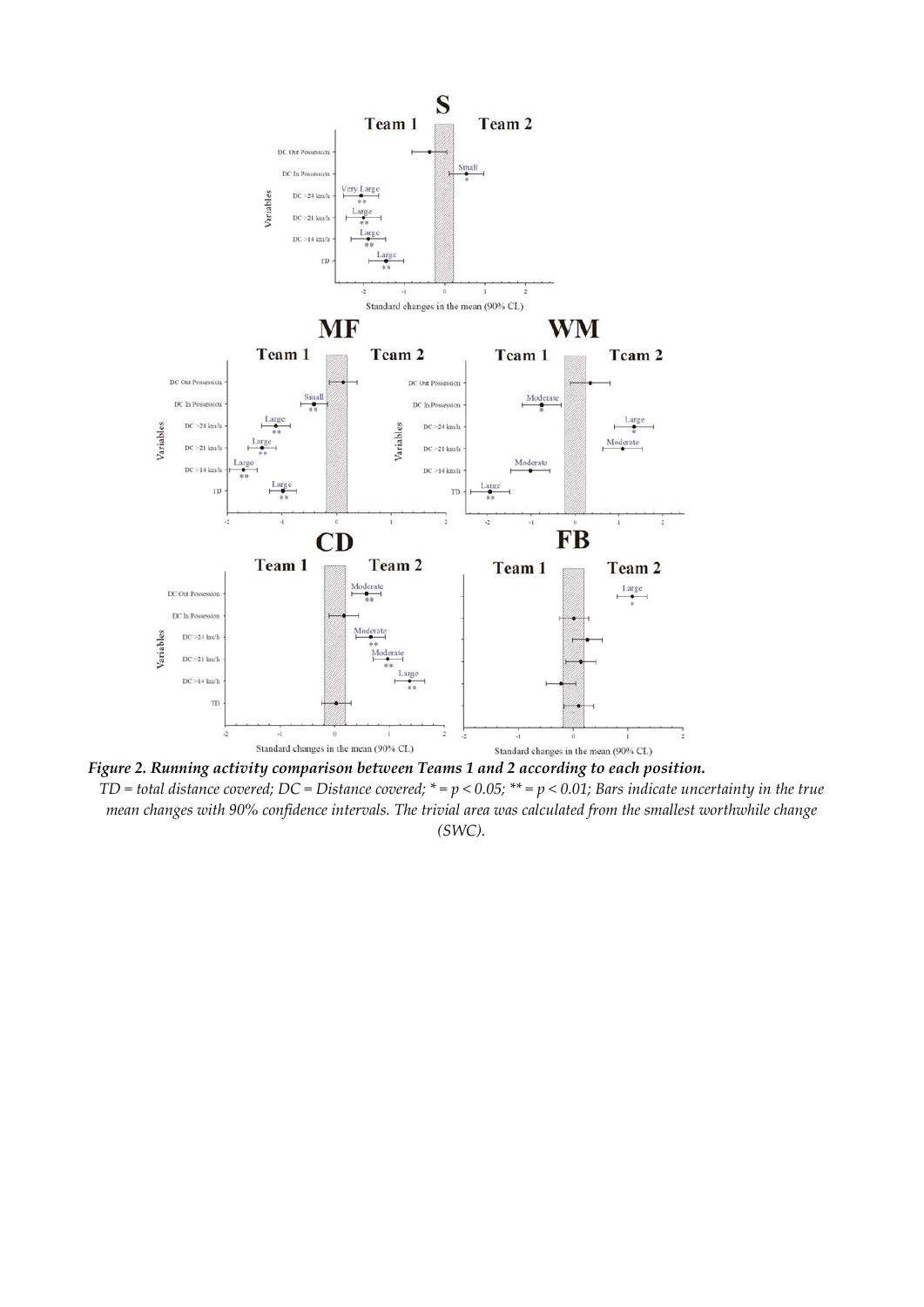S

Team 1 Team 2

Variables

DC Out Possession

DC In Possession

DC >24 km/h

DC >21 km/h

DC >14 km/h

TD

Small *

Very Large **

Large **

Large **

Large **

-2 -1 0 1 2

Standard changes in the mean (90% CL)

MF

Team 1 Team 2

Variables

DC Out Possession

DC In Possession

DC >24 km/h

DC >21 km/h

DC >14 km/h

TD

Small **

Large **

Large **

Large **

Large **

-2 -1 0 1 2

WM

Team 1 Team 2

Variables

DC Out Possession

DC In Possession

DC >24 km/h

DC >21 km/h

DC >14 km/h

TD

Moderate *

Large *

Moderate

Moderate

Large **

-2 -1 0 1 2

CD

Team 1 Team 2

Variables

DC Out Possession

DC In Possession

DC >24 km/h

DC >21 km/h

DC >14 km/h

TD

Moderate **

Moderate **

Moderate **

Large **

-2 -1 0 1 2

Standard changes in the mean (90% CL)

FB

Team 1 Team 2

Large *

-2 -1 0 1 2

Standard changes in the mean (90% CL)

***Figure 2. Running activity comparison between Teams 1 and 2 according to each position.***

*TD = total distance covered; DC = Distance covered; * = $p < 0.05$; ** = $p < 0.01$; Bars indicate uncertainty in the true mean changes with 90% confidence intervals. The trivial area was calculated from the smallest worthwhile change (SWC).*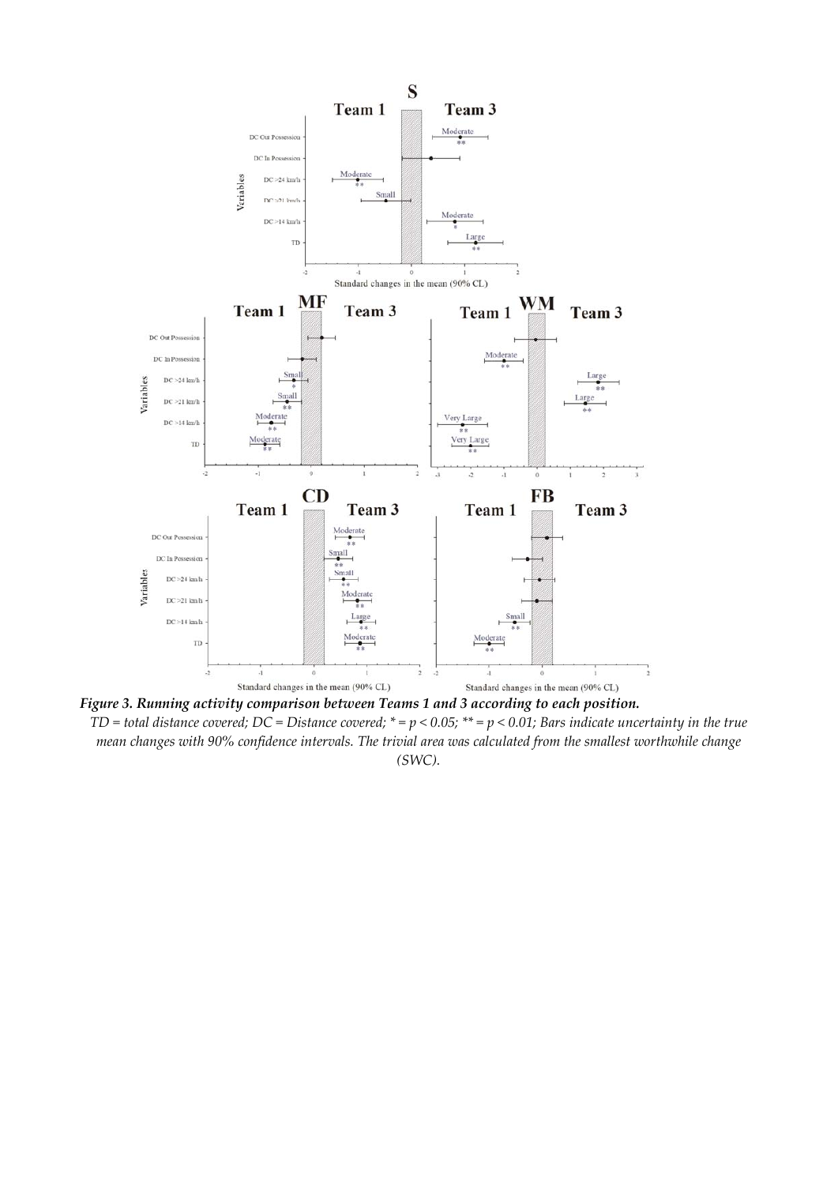S

Team 1 | Team 3

Variables

DC Out Possession
DC In Possession
DC >24 km/h
DC >21 km/h
DC >14 km/h
TD

Moderate
**
Moderate
**
Small
Moderate
*
Large
**

-2 -1 0 1 2

Standard changes in the mean (90% CL)

MF

Team 1 | Team 3

Variables

DC Out Possession
DC In Possession
DC >24 km/h
DC >21 km/h
DC >14 km/h
TD

Small
*
Small
**
Moderate
**
Moderate
**

-2 -1 0 1 2

WM

Team 1 | Team 3

Moderate
**
Large
**
Large
**
Very Large
**
Very Large
**

-3 -2 -1 0 1 2 3

CD

Team 1 | Team 3

Variables

DC Out Possession
DC In Possession
DC >24 km/h
DC >21 km/h
DC >14 km/h
TD

Moderate
**
Small
**
Small
**
Moderate
**
Large
**
Moderate
**

-2 -1 0 1 2

Standard changes in the mean (90% CL)

FB

Team 1 | Team 3

Small
**
Moderate
**

-2 -1 0 1 2

Standard changes in the mean (90% CL)

***Figure 3. Running activity comparison between Teams 1 and 3 according to each position.***

*TD = total distance covered; DC = Distance covered; * = p < 0.05; ** = p < 0.01; Bars indicate uncertainty in the true mean changes with 90% confidence intervals. The trivial area was calculated from the smallest worthwhile change (SWC).*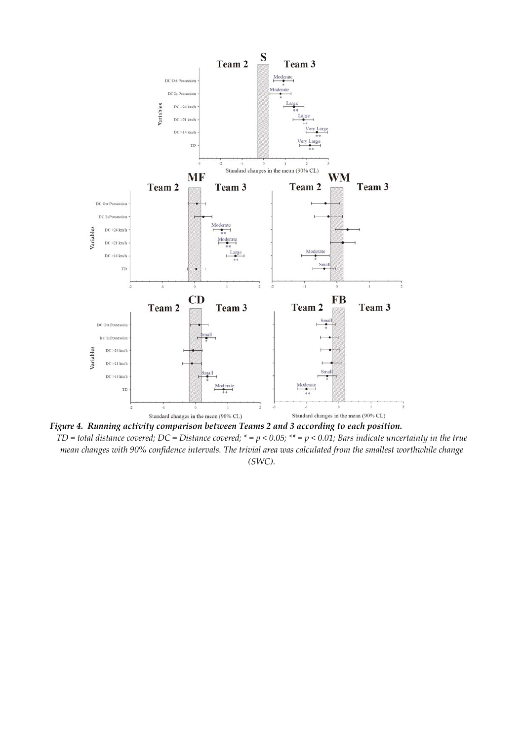S

Team 2 Team 3

DC Out Possession
DC In Possession
DC >24 km/h
DC >21 km/h
DC >14 km/h
TD

Variables

Moderate
*
Moderate
*
Large
**
Large
**
Very Large
**
Very Large
**

-3 -2 -1 0 1 2 3

Standard changes in the mean (90% CL)

MF

Team 2 Team 3

DC Out Possession
DC In Possession
DC >24 km/h
DC >21 km/h
DC >14 km/h
TD

Variables

Moderate
**
Moderate
**
Large
**

-2 -1 0 1 2

WM

Team 2 Team 3

Moderate
*
Small
*

-2 -1 0 1 2

CD

Team 2 Team 3

DC Out Possession
DC In Possession
DC >24 km/h
DC >21 km/h
DC >14 km/h
TD

Variables

Small
*
Small
*
Moderate
**

-2 -1 0 1 2

Standard changes in the mean (90% CL)

FB

Team 2 Team 3

Small
*
Small
*
Moderate
**

-2 -1 0 1 2

Standard changes in the mean (90% CL)

***Figure 4. Running activity comparison between Teams 2 and 3 according to each position.***

*TD = total distance covered; DC = Distance covered; * = p < 0.05; ** = p < 0.01; Bars indicate uncertainty in the true mean changes with 90% confidence intervals. The trivial area was calculated from the smallest worthwhile change (SWC).*